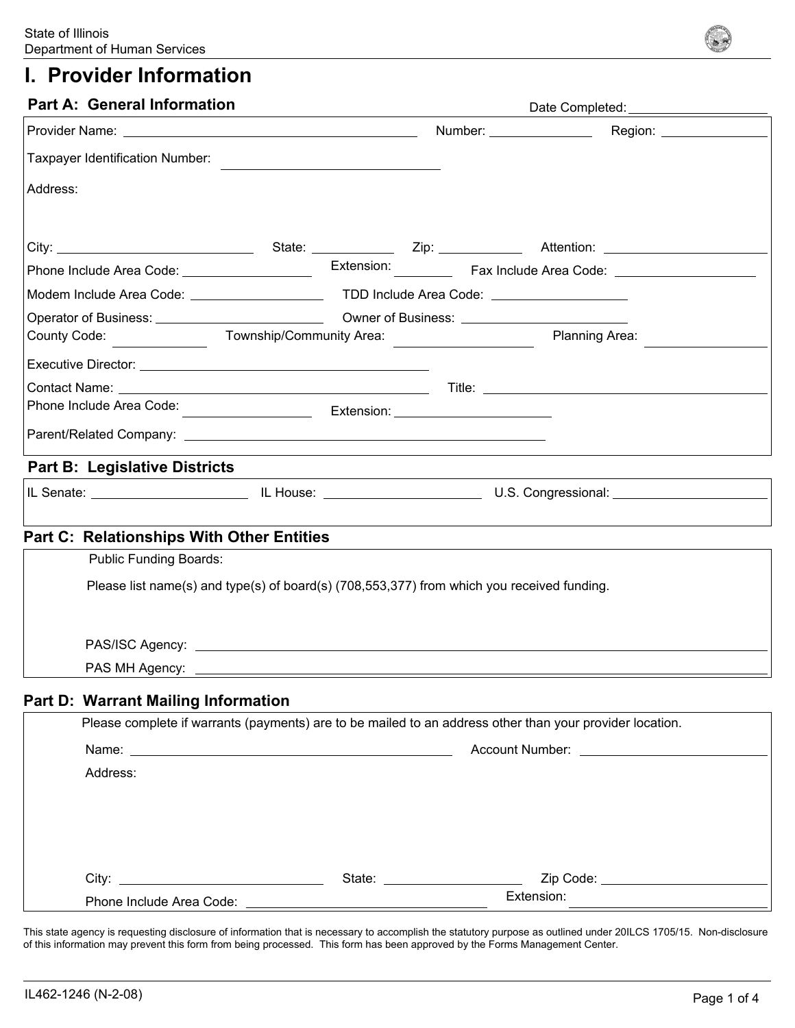State of Illinois
Department of Human Services

# I. Provider Information

## Part A: General Information

Date Completed: ____________________

Provider Name: ______________________________ Number: ____________ Region: ____________

Taxpayer Identification Number: ____________________

Address:

City: ____________________ State: __________ Zip: __________ Attention: ____________________

Phone Include Area Code: ______________ Extension: ________ Fax Include Area Code: ______________

Modem Include Area Code: ______________ TDD Include Area Code: ______________

Operator of Business: ______________ Owner of Business: ______________

County Code: __________ Township/Community Area: ______________ Planning Area: ______________

Executive Director: ______________________________

Contact Name: ______________________________ Title: ______________________________

Phone Include Area Code: ______________ Extension: ______________

Parent/Related Company: ______________________________

## Part B: Legislative Districts

IL Senate: ______________ IL House: ______________ U.S. Congressional: ______________

## Part C: Relationships With Other Entities

Public Funding Boards:

Please list name(s) and type(s) of board(s) (708,553,377) from which you received funding.

PAS/ISC Agency: ______________________________

PAS MH Agency: ______________________________

## Part D: Warrant Mailing Information

Please complete if warrants (payments) are to be mailed to an address other than your provider location.

Name: ______________________________ Account Number: ______________

Address:

City: ______________ State: ______________ Zip Code: ______________

Phone Include Area Code: ______________ Extension: ______________

This state agency is requesting disclosure of information that is necessary to accomplish the statutory purpose as outlined under 20ILCS 1705/15. Non-disclosure of this information may prevent this form from being processed. This form has been approved by the Forms Management Center.

IL462-1246 (N-2-08)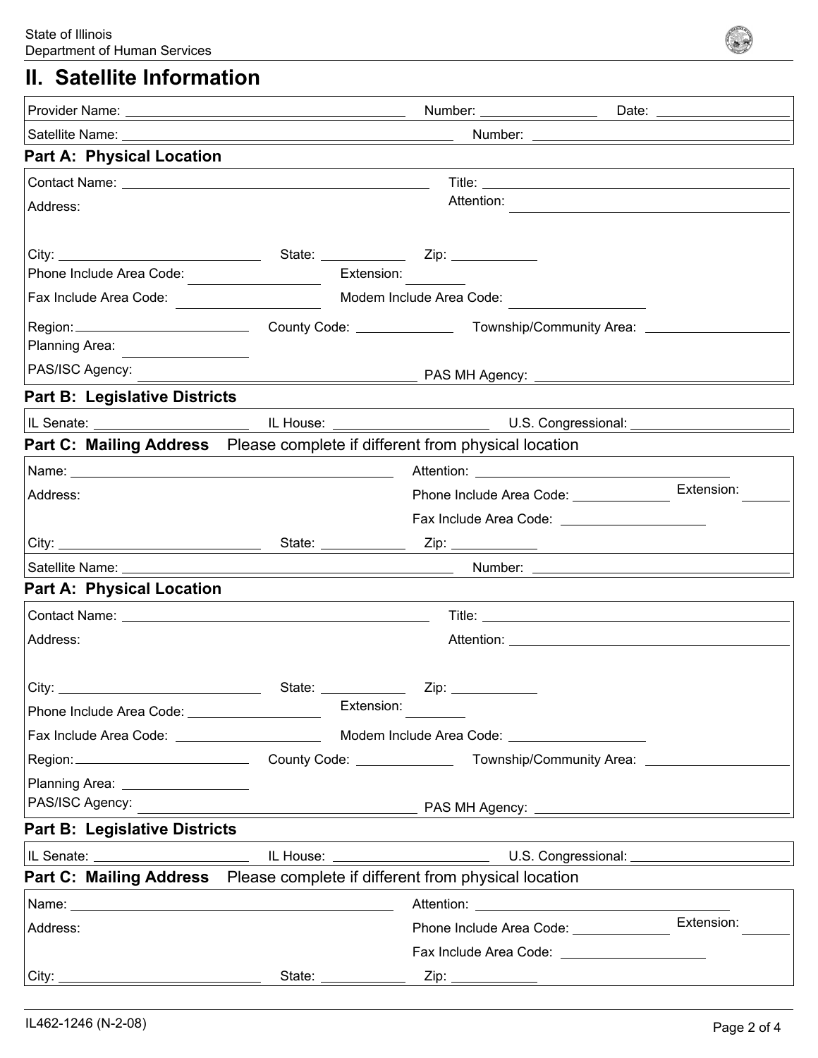State of Illinois
Department of Human Services

## II. Satellite Information

Provider Name: ______________________ Number: __________ Date: __________

Satellite Name: ______________________ Number: __________

### Part A: Physical Location

Contact Name: ______________________ Title: ______________________

Address: Attention: ______________________

City: ______________ State: ________ Zip: ________

Phone Include Area Code: ____________ Extension: ______

Fax Include Area Code: ____________ Modem Include Area Code: ____________

Region: ____________ County Code: ________ Township/Community Area: ____________

Planning Area: ____________

PAS/ISC Agency: ______________________ PAS MH Agency: ______________________

### Part B: Legislative Districts

IL Senate: ____________ IL House: ____________ U.S. Congressional: ____________

### Part C: Mailing Address Please complete if different from physical location

Name: ______________________ Attention: ______________________

Address: Phone Include Area Code: ____________ Extension: ______

Fax Include Area Code: ____________

City: ______________ State: ________ Zip: ________

Satellite Name: ______________________ Number: __________

### Part A: Physical Location

Contact Name: ______________________ Title: ______________________

Address: Attention: ______________________

City: ______________ State: ________ Zip: ________

Phone Include Area Code: ____________ Extension: ______

Fax Include Area Code: ____________ Modem Include Area Code: ____________

Region: ____________ County Code: ________ Township/Community Area: ____________

Planning Area: ____________

PAS/ISC Agency: ______________________ PAS MH Agency: ______________________

### Part B: Legislative Districts

IL Senate: ____________ IL House: ____________ U.S. Congressional: ____________

### Part C: Mailing Address Please complete if different from physical location

Name: ______________________ Attention: ______________________

Address: Phone Include Area Code: ____________ Extension: ______

Fax Include Area Code: ____________

City: ______________ State: ________ Zip: ________

IL462-1246 (N-2-08)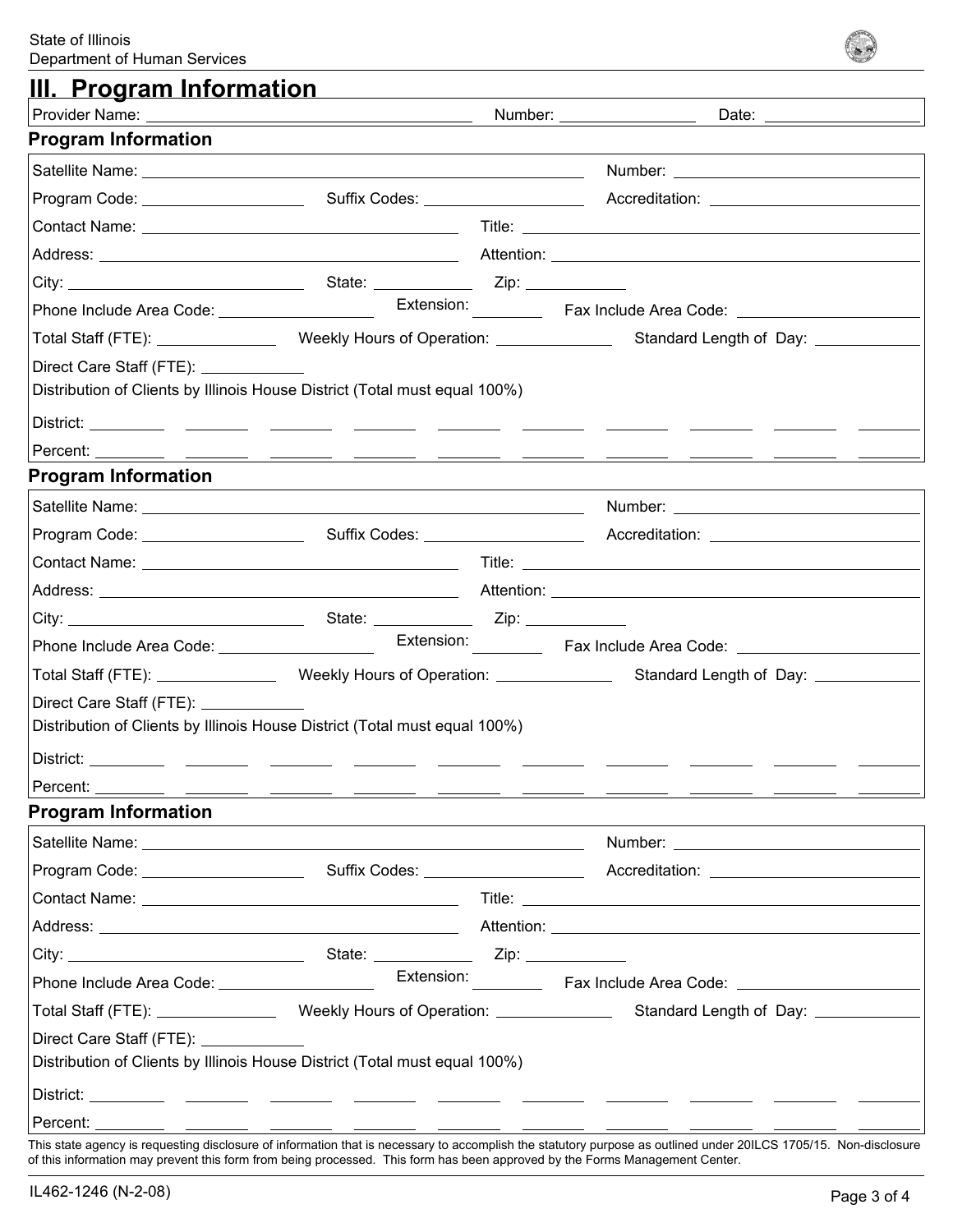State of Illinois
Department of Human Services

# III. Program Information

Provider Name: ______________________ Number: ____________ Date: ____________

## Program Information

Satellite Name: ______________________ Number: ____________

Program Code: ____________ Suffix Codes: ____________ Accreditation: ____________

Contact Name: ______________________ Title: ______________________

Address: ______________________ Attention: ______________________

City: ____________ State: ________ Zip: ________

Phone Include Area Code: ____________ Extension: ______ Fax Include Area Code: ____________

Total Staff (FTE): ________ Weekly Hours of Operation: ________ Standard Length of Day: ________

Direct Care Staff (FTE): ________

Distribution of Clients by Illinois House District (Total must equal 100%)

| District: | | | | | | | | | |
|---|---|---|---|---|---|---|---|---|---|
| Percent: | | | | | | | | | |

## Program Information

Satellite Name: ______________________ Number: ____________

Program Code: ____________ Suffix Codes: ____________ Accreditation: ____________

Contact Name: ______________________ Title: ______________________

Address: ______________________ Attention: ______________________

City: ____________ State: ________ Zip: ________

Phone Include Area Code: ____________ Extension: ______ Fax Include Area Code: ____________

Total Staff (FTE): ________ Weekly Hours of Operation: ________ Standard Length of Day: ________

Direct Care Staff (FTE): ________

Distribution of Clients by Illinois House District (Total must equal 100%)

| District: | | | | | | | | | |
|---|---|---|---|---|---|---|---|---|---|
| Percent: | | | | | | | | | |

## Program Information

Satellite Name: ______________________ Number: ____________

Program Code: ____________ Suffix Codes: ____________ Accreditation: ____________

Contact Name: ______________________ Title: ______________________

Address: ______________________ Attention: ______________________

City: ____________ State: ________ Zip: ________

Phone Include Area Code: ____________ Extension: ______ Fax Include Area Code: ____________

Total Staff (FTE): ________ Weekly Hours of Operation: ________ Standard Length of Day: ________

Direct Care Staff (FTE): ________

Distribution of Clients by Illinois House District (Total must equal 100%)

| District: | | | | | | | | | |
|---|---|---|---|---|---|---|---|---|---|
| Percent: | | | | | | | | | |

This state agency is requesting disclosure of information that is necessary to accomplish the statutory purpose as outlined under 20ILCS 1705/15. Non-disclosure of this information may prevent this form from being processed. This form has been approved by the Forms Management Center.

IL462-1246 (N-2-08)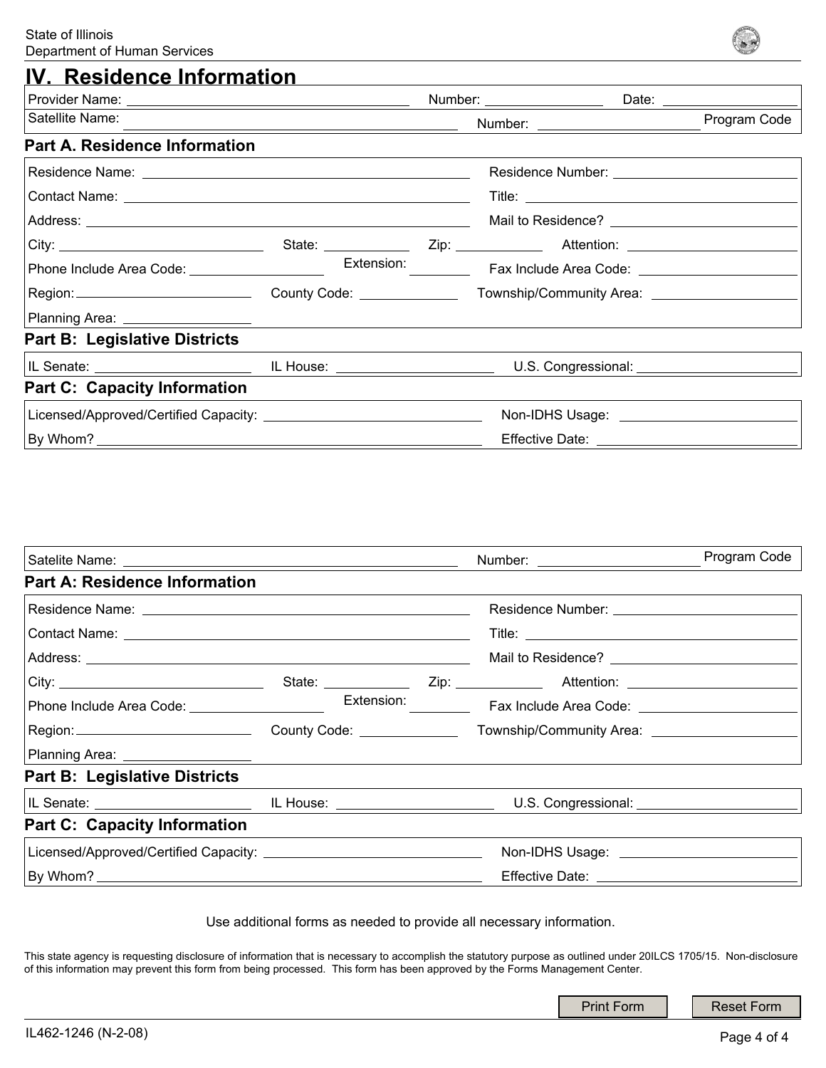State of Illinois
Department of Human Services

# IV. Residence Information

| | | |
|---|---|---|
| Provider Name: | Number: | Date: |
| Satellite Name: | Number: | Program Code |

## Part A. Residence Information

| | | | |
|---|---|---|---|
| Residence Name: | | | Residence Number: |
| Contact Name: | | | Title: |
| Address: | | | Mail to Residence? |
| City: | State: | Zip: | Attention: |
| Phone Include Area Code: | Extension: | | Fax Include Area Code: |
| Region: | County Code: | | Township/Community Area: |
| Planning Area: | | | |

## Part B: Legislative Districts

| | | |
|---|---|---|
| IL Senate: | IL House: | U.S. Congressional: |

## Part C: Capacity Information

| | |
|---|---|
| Licensed/Approved/Certified Capacity: | Non-IDHS Usage: |
| By Whom? | Effective Date: |

| | | |
|---|---|---|
| Satelite Name: | Number: | Program Code |

## Part A: Residence Information

| | | | |
|---|---|---|---|
| Residence Name: | | | Residence Number: |
| Contact Name: | | | Title: |
| Address: | | | Mail to Residence? |
| City: | State: | Zip: | Attention: |
| Phone Include Area Code: | Extension: | | Fax Include Area Code: |
| Region: | County Code: | | Township/Community Area: |
| Planning Area: | | | |

## Part B: Legislative Districts

| | | |
|---|---|---|
| IL Senate: | IL House: | U.S. Congressional: |

## Part C: Capacity Information

| | |
|---|---|
| Licensed/Approved/Certified Capacity: | Non-IDHS Usage: |
| By Whom? | Effective Date: |

Use additional forms as needed to provide all necessary information.

This state agency is requesting disclosure of information that is necessary to accomplish the statutory purpose as outlined under 20ILCS 1705/15. Non-disclosure of this information may prevent this form from being processed. This form has been approved by the Forms Management Center.

Print Form | Reset Form

IL462-1246 (N-2-08)